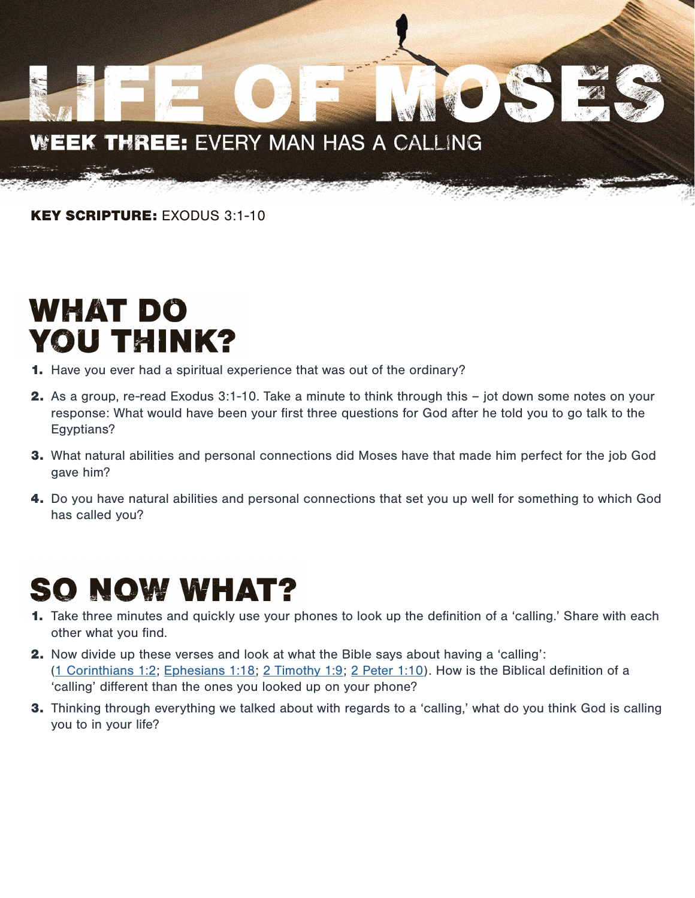# LIFE OF MOSES

## WEEK THREE: EVERY MAN HAS A CALLING

**KEY SCRIPTURE:** EXODUS 3:1-10

## WHAT DO YOU THINK?

1. Have you ever had a spiritual experience that was out of the ordinary?
2. As a group, re-read Exodus 3:1-10. Take a minute to think through this – jot down some notes on your response: What would have been your first three questions for God after he told you to go talk to the Egyptians?
3. What natural abilities and personal connections did Moses have that made him perfect for the job God gave him?
4. Do you have natural abilities and personal connections that set you up well for something to which God has called you?

## SO NOW WHAT?

1. Take three minutes and quickly use your phones to look up the definition of a 'calling.' Share with each other what you find.
2. Now divide up these verses and look at what the Bible says about having a 'calling': (1 Corinthians 1:2; Ephesians 1:18; 2 Timothy 1:9; 2 Peter 1:10). How is the Biblical definition of a 'calling' different than the ones you looked up on your phone?
3. Thinking through everything we talked about with regards to a 'calling,' what do you think God is calling you to in your life?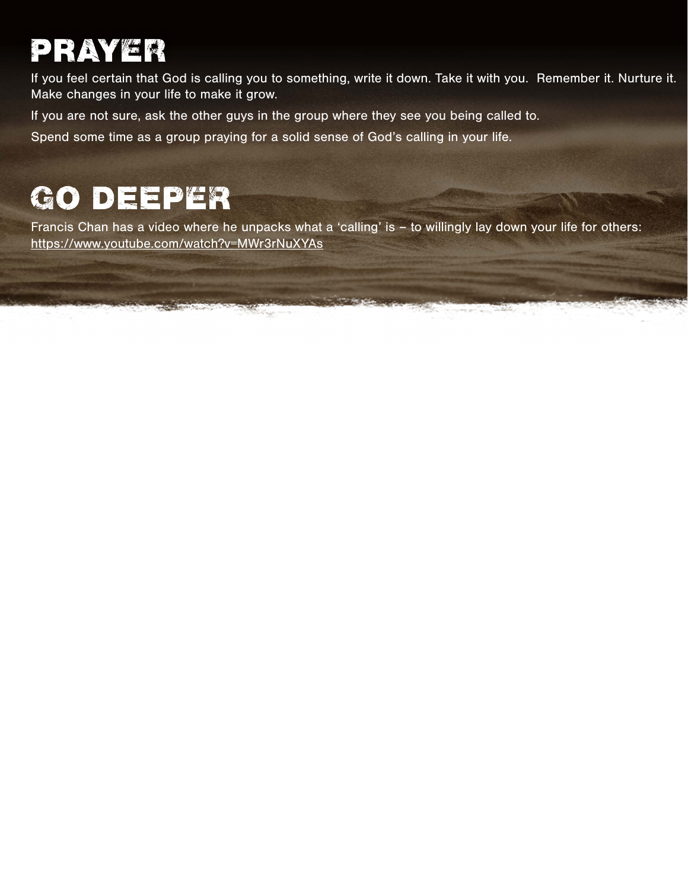# PRAYER

If you feel certain that God is calling you to something, write it down. Take it with you. Remember it. Nurture it. Make changes in your life to make it grow.

If you are not sure, ask the other guys in the group where they see you being called to.

Spend some time as a group praying for a solid sense of God's calling in your life.

# GO DEEPER

Francis Chan has a video where he unpacks what a 'calling' is – to willingly lay down your life for others: https://www.youtube.com/watch?v=MWr3rNuXYAs